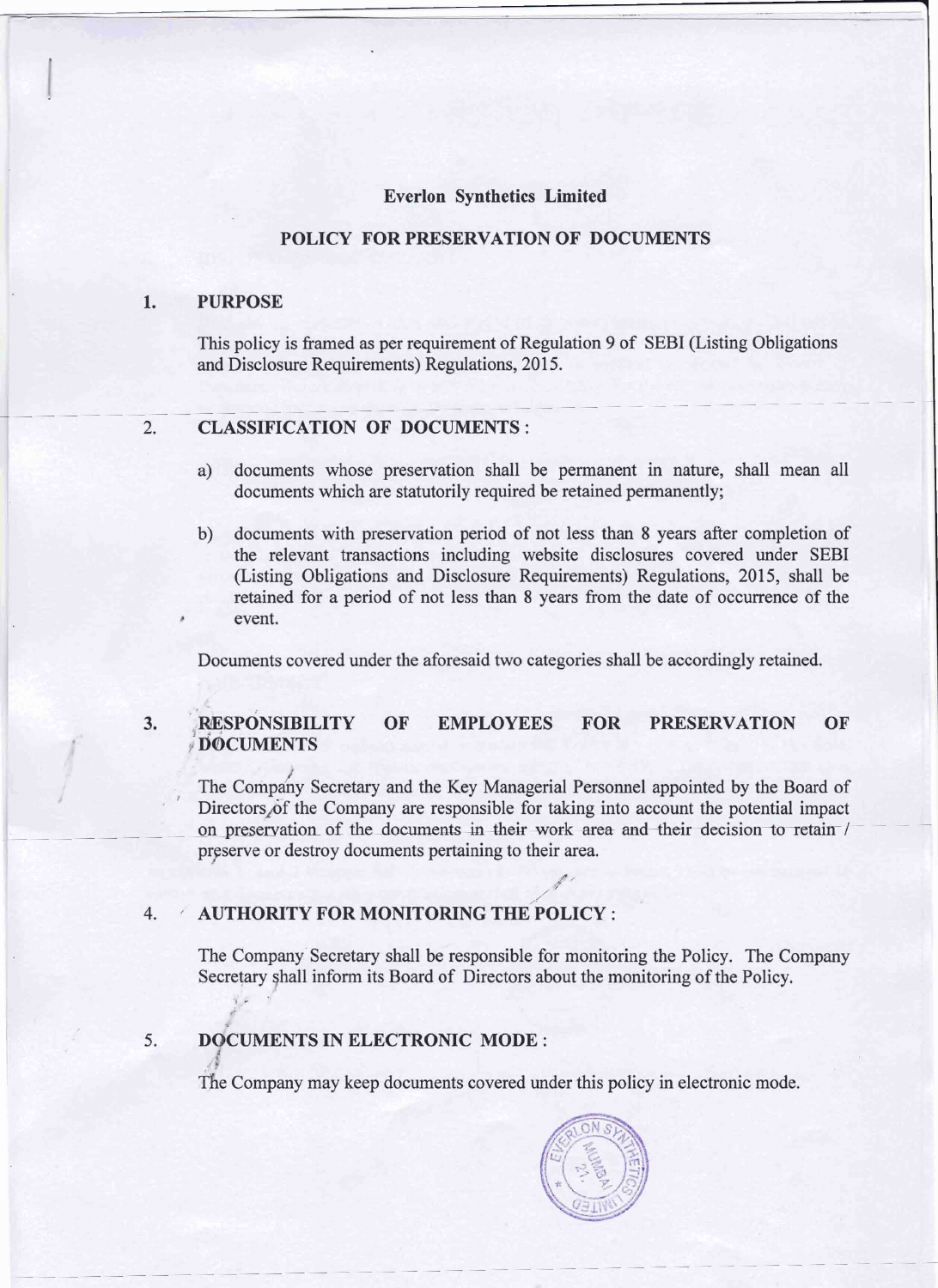**Everlon Synthetics Limited**

**POLICY FOR PRESERVATION OF DOCUMENTS**

## 1. PURPOSE

This policy is framed as per requirement of Regulation 9 of SEBI (Listing Obligations and Disclosure Requirements) Regulations, 2015.

## 2. CLASSIFICATION OF DOCUMENTS :

a) documents whose preservation shall be permanent in nature, shall mean all documents which are statutorily required be retained permanently;

b) documents with preservation period of not less than 8 years after completion of the relevant transactions including website disclosures covered under SEBI (Listing Obligations and Disclosure Requirements) Regulations, 2015, shall be retained for a period of not less than 8 years from the date of occurrence of the event.

Documents covered under the aforesaid two categories shall be accordingly retained.

## 3. RESPONSIBILITY OF EMPLOYEES FOR PRESERVATION OF DOCUMENTS

The Company Secretary and the Key Managerial Personnel appointed by the Board of Directors of the Company are responsible for taking into account the potential impact on preservation of the documents in their work area and their decision to retain / preserve or destroy documents pertaining to their area.

## 4. AUTHORITY FOR MONITORING THE POLICY :

The Company Secretary shall be responsible for monitoring the Policy. The Company Secretary shall inform its Board of Directors about the monitoring of the Policy.

## 5. DOCUMENTS IN ELECTRONIC MODE :

The Company may keep documents covered under this policy in electronic mode.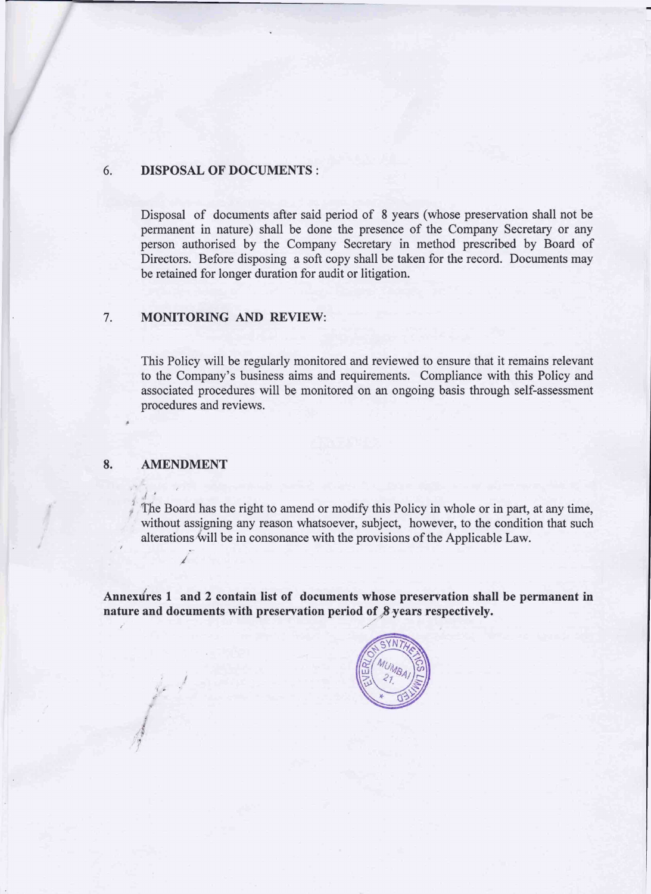## 6. DISPOSAL OF DOCUMENTS :

Disposal of documents after said period of 8 years (whose preservation shall not be permanent in nature) shall be done the presence of the Company Secretary or any person authorised by the Company Secretary in method prescribed by Board of Directors. Before disposing a soft copy shall be taken for the record. Documents may be retained for longer duration for audit or litigation.

## 7. MONITORING AND REVIEW:

This Policy will be regularly monitored and reviewed to ensure that it remains relevant to the Company's business aims and requirements. Compliance with this Policy and associated procedures will be monitored on an ongoing basis through self-assessment procedures and reviews.

## 8. AMENDMENT

The Board has the right to amend or modify this Policy in whole or in part, at any time, without assigning any reason whatsoever, subject, however, to the condition that such alterations will be in consonance with the provisions of the Applicable Law.

**Annexures 1 and 2 contain list of documents whose preservation shall be permanent in nature and documents with preservation period of 8 years respectively.**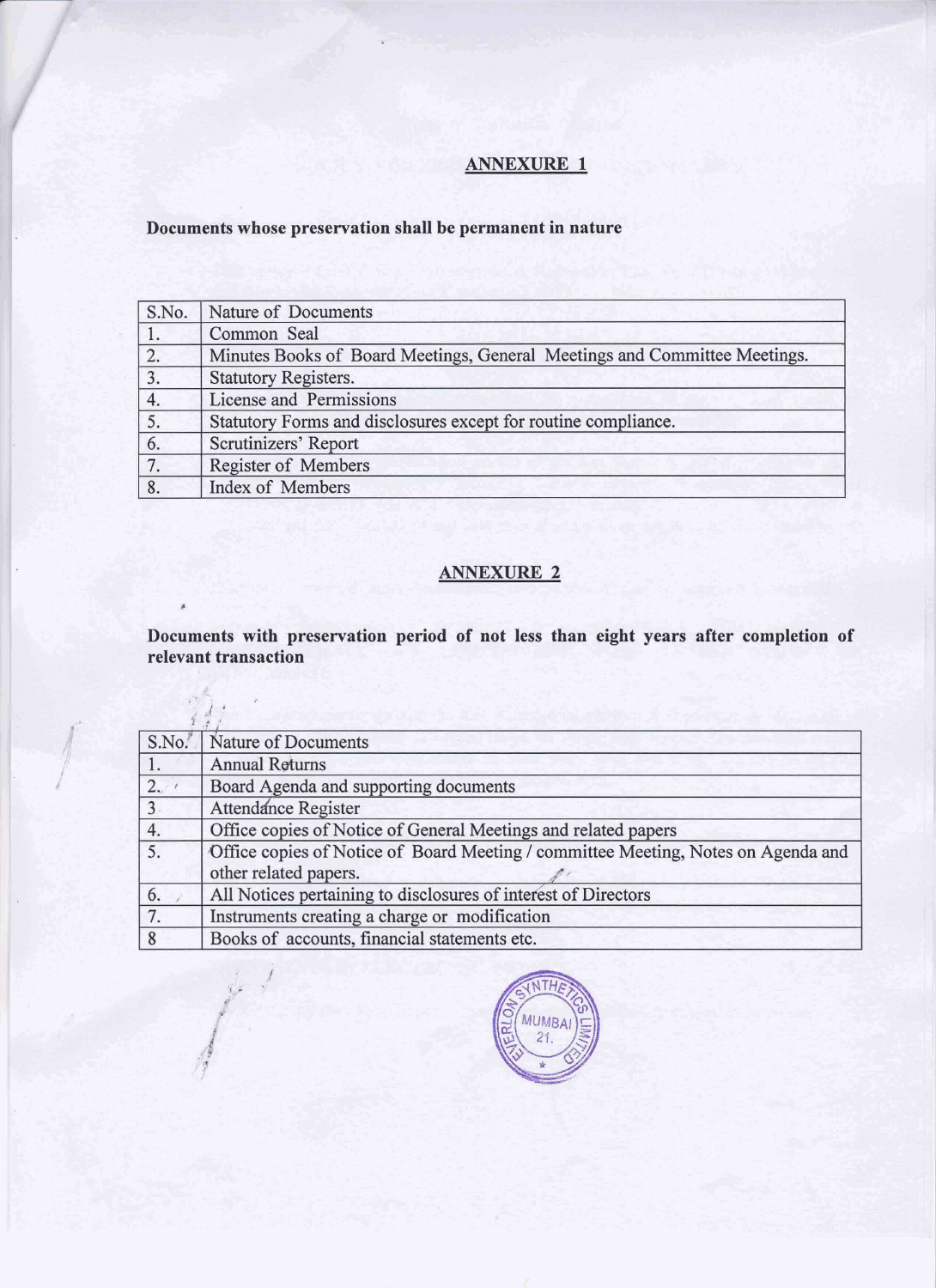## ANNEXURE 1

**Documents whose preservation shall be permanent in nature**

| S.No. | Nature of Documents |
|---|---|
| 1. | Common Seal |
| 2. | Minutes Books of Board Meetings, General Meetings and Committee Meetings. |
| 3. | Statutory Registers. |
| 4. | License and Permissions |
| 5. | Statutory Forms and disclosures except for routine compliance. |
| 6. | Scrutinizers' Report |
| 7. | Register of Members |
| 8. | Index of Members |

## ANNEXURE 2

**Documents with preservation period of not less than eight years after completion of relevant transaction**

| S.No. | Nature of Documents |
|---|---|
| 1. | Annual Returns |
| 2. | Board Agenda and supporting documents |
| 3 | Attendance Register |
| 4. | Office copies of Notice of General Meetings and related papers |
| 5. | Office copies of Notice of Board Meeting / committee Meeting, Notes on Agenda and other related papers. |
| 6. | All Notices pertaining to disclosures of interest of Directors |
| 7. | Instruments creating a charge or modification |
| 8 | Books of accounts, financial statements etc. |

EVERLON SYNTHETICS LIMITED MUMBAI 21.